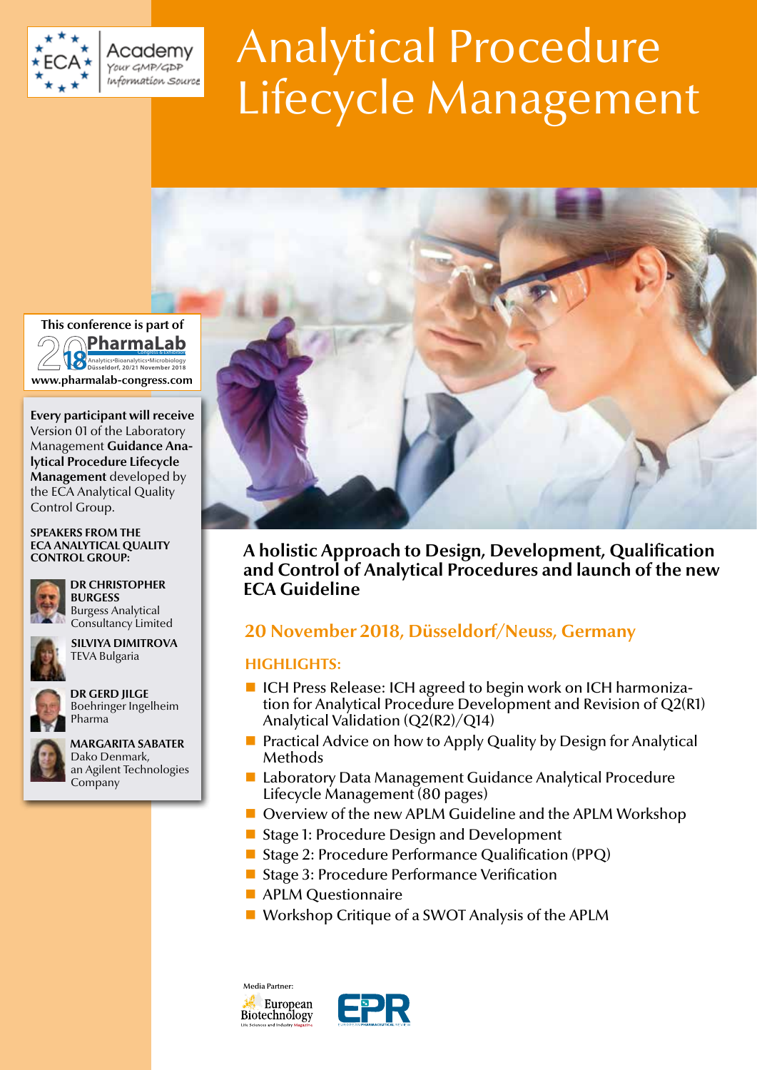ECA Academy – Your GMP/GDP Information Source

# Analytical Procedure Lifecycle Management

This conference is part of PharmaLab 2018 – Congress & Exhibition – Analytics•Bioanalytics•Microbiology – Düsseldorf, 20/21 November 2018

www.pharmalab-congress.com

**Every participant will receive** Version 01 of the Laboratory Management **Guidance Analytical Procedure Lifecycle Management** developed by the ECA Analytical Quality Control Group.

**SPEAKERS FROM THE ECA ANALYTICAL QUALITY CONTROL GROUP:**

**DR CHRISTOPHER BURGESS**
Burgess Analytical Consultancy Limited

**SILVIYA DIMITROVA**
TEVA Bulgaria

**DR GERD JILGE**
Boehringer Ingelheim Pharma

**MARGARITA SABATER**
Dako Denmark, an Agilent Technologies Company

## A holistic Approach to Design, Development, Qualification and Control of Analytical Procedures and launch of the new ECA Guideline

### 20 November 2018, Düsseldorf/Neuss, Germany

### HIGHLIGHTS:

- ICH Press Release: ICH agreed to begin work on ICH harmonization for Analytical Procedure Development and Revision of Q2(R1) Analytical Validation (Q2(R2)/Q14)
- Practical Advice on how to Apply Quality by Design for Analytical Methods
- Laboratory Data Management Guidance Analytical Procedure Lifecycle Management (80 pages)
- Overview of the new APLM Guideline and the APLM Workshop
- Stage 1: Procedure Design and Development
- Stage 2: Procedure Performance Qualification (PPQ)
- Stage 3: Procedure Performance Verification
- APLM Questionnaire
- Workshop Critique of a SWOT Analysis of the APLM

Media Partner: European Biotechnology, EPR European Pharmaceutical Review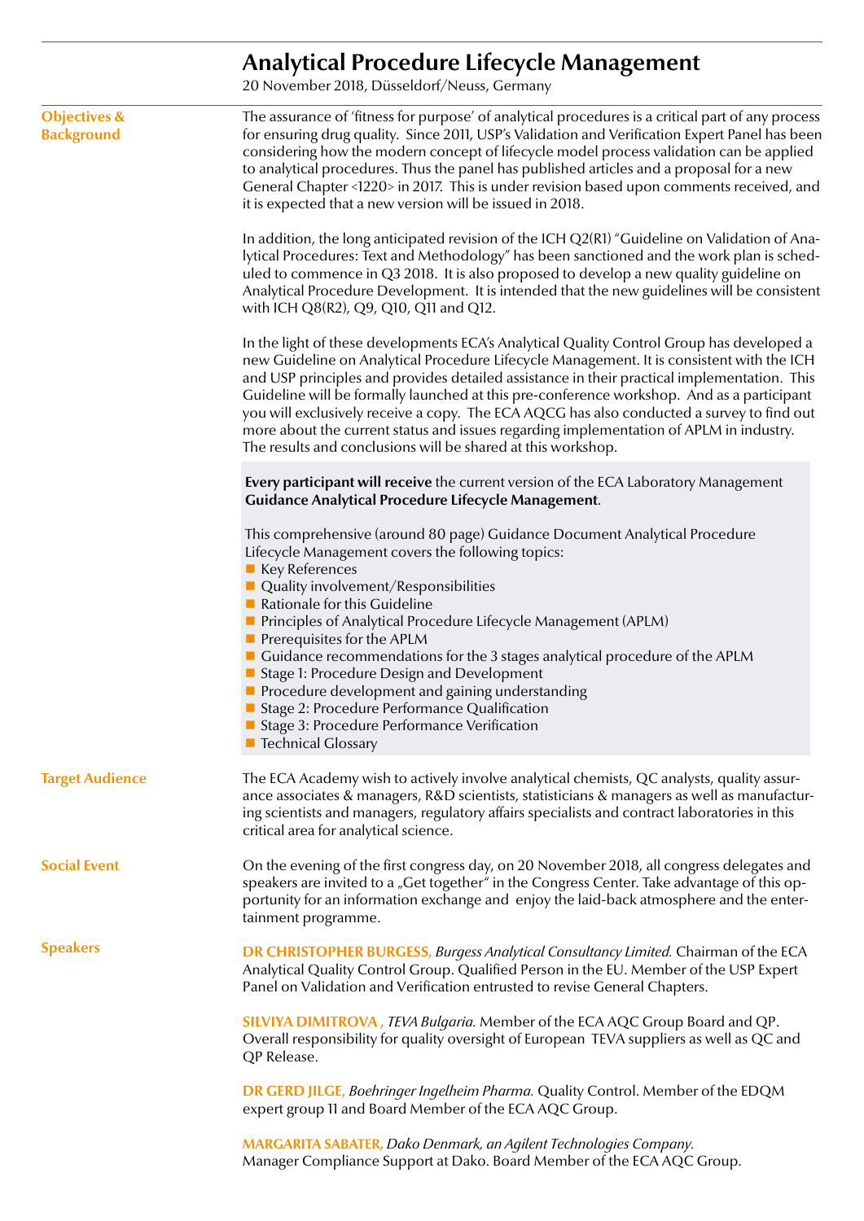# Analytical Procedure Lifecycle Management

20 November 2018, Düsseldorf/Neuss, Germany

## Objectives & Background

The assurance of 'fitness for purpose' of analytical procedures is a critical part of any process for ensuring drug quality. Since 2011, USP's Validation and Verification Expert Panel has been considering how the modern concept of lifecycle model process validation can be applied to analytical procedures. Thus the panel has published articles and a proposal for a new General Chapter <1220> in 2017. This is under revision based upon comments received, and it is expected that a new version will be issued in 2018.

In addition, the long anticipated revision of the ICH Q2(R1) "Guideline on Validation of Analytical Procedures: Text and Methodology" has been sanctioned and the work plan is scheduled to commence in Q3 2018. It is also proposed to develop a new quality guideline on Analytical Procedure Development. It is intended that the new guidelines will be consistent with ICH Q8(R2), Q9, Q10, Q11 and Q12.

In the light of these developments ECA's Analytical Quality Control Group has developed a new Guideline on Analytical Procedure Lifecycle Management. It is consistent with the ICH and USP principles and provides detailed assistance in their practical implementation. This Guideline will be formally launched at this pre-conference workshop. And as a participant you will exclusively receive a copy. The ECA AQCG has also conducted a survey to find out more about the current status and issues regarding implementation of APLM in industry. The results and conclusions will be shared at this workshop.

**Every participant will receive** the current version of the ECA Laboratory Management **Guidance Analytical Procedure Lifecycle Management**.

This comprehensive (around 80 page) Guidance Document Analytical Procedure Lifecycle Management covers the following topics:

- Key References
- Quality involvement/Responsibilities
- Rationale for this Guideline
- Principles of Analytical Procedure Lifecycle Management (APLM)
- Prerequisites for the APLM
- Guidance recommendations for the 3 stages analytical procedure of the APLM
- Stage 1: Procedure Design and Development
- Procedure development and gaining understanding
- Stage 2: Procedure Performance Qualification
- Stage 3: Procedure Performance Verification
- Technical Glossary

## Target Audience

The ECA Academy wish to actively involve analytical chemists, QC analysts, quality assurance associates & managers, R&D scientists, statisticians & managers as well as manufacturing scientists and managers, regulatory affairs specialists and contract laboratories in this critical area for analytical science.

## Social Event

On the evening of the first congress day, on 20 November 2018, all congress delegates and speakers are invited to a „Get together" in the Congress Center. Take advantage of this opportunity for an information exchange and enjoy the laid-back atmosphere and the entertainment programme.

## Speakers

**DR CHRISTOPHER BURGESS,** *Burgess Analytical Consultancy Limited.* Chairman of the ECA Analytical Quality Control Group. Qualified Person in the EU. Member of the USP Expert Panel on Validation and Verification entrusted to revise General Chapters.

**SILVIYA DIMITROVA ,** *TEVA Bulgaria.* Member of the ECA AQC Group Board and QP. Overall responsibility for quality oversight of European TEVA suppliers as well as QC and QP Release.

**DR GERD JILGE,** *Boehringer Ingelheim Pharma.* Quality Control. Member of the EDQM expert group 11 and Board Member of the ECA AQC Group.

**MARGARITA SABATER,** *Dako Denmark, an Agilent Technologies Company.* Manager Compliance Support at Dako. Board Member of the ECA AQC Group.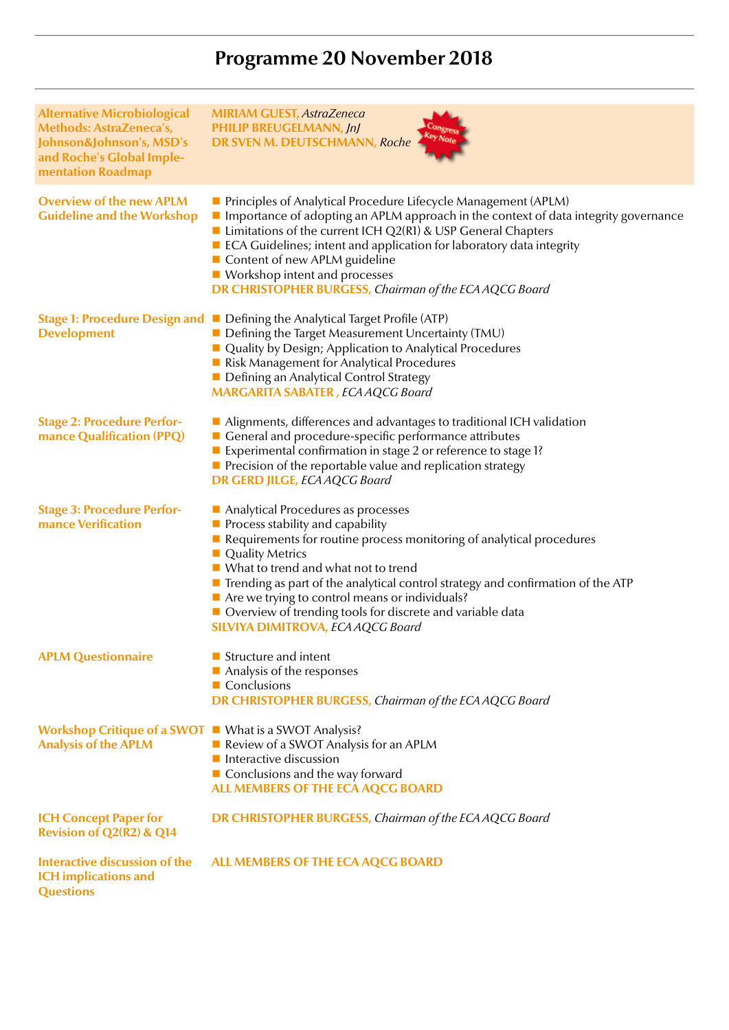# Programme 20 November 2018

**Alternative Microbiological Methods: AstraZeneca's, Johnson&Johnson's, MSD's and Roche's Global Implementation Roadmap**

**MIRIAM GUEST,** *AstraZeneca*
**PHILIP BREUGELMANN,** *JnJ*
**DR SVEN M. DEUTSCHMANN,** *Roche*

Congress Key Note

**Overview of the new APLM Guideline and the Workshop**

- Principles of Analytical Procedure Lifecycle Management (APLM)
- Importance of adopting an APLM approach in the context of data integrity governance
- Limitations of the current ICH Q2(R1) & USP General Chapters
- ECA Guidelines; intent and application for laboratory data integrity
- Content of new APLM guideline
- Workshop intent and processes

**DR CHRISTOPHER BURGESS,** *Chairman of the ECA AQCG Board*

**Stage 1: Procedure Design and Development**

- Defining the Analytical Target Profile (ATP)
- Defining the Target Measurement Uncertainty (TMU)
- Quality by Design; Application to Analytical Procedures
- Risk Management for Analytical Procedures
- Defining an Analytical Control Strategy

**MARGARITA SABATER ,** *ECA AQCG Board*

**Stage 2: Procedure Performance Qualification (PPQ)**

- Alignments, differences and advantages to traditional ICH validation
- General and procedure-specific performance attributes
- Experimental confirmation in stage 2 or reference to stage 1?
- Precision of the reportable value and replication strategy

**DR GERD JILGE,** *ECA AQCG Board*

**Stage 3: Procedure Performance Verification**

- Analytical Procedures as processes
- Process stability and capability
- Requirements for routine process monitoring of analytical procedures
- Quality Metrics
- What to trend and what not to trend
- Trending as part of the analytical control strategy and confirmation of the ATP
- Are we trying to control means or individuals?
- Overview of trending tools for discrete and variable data

**SILVIYA DIMITROVA,** *ECA AQCG Board*

**APLM Questionnaire**

- Structure and intent
- Analysis of the responses
- Conclusions

**DR CHRISTOPHER BURGESS,** *Chairman of the ECA AQCG Board*

**Workshop Critique of a SWOT Analysis of the APLM**

- What is a SWOT Analysis?
- Review of a SWOT Analysis for an APLM
- Interactive discussion
- Conclusions and the way forward

**ALL MEMBERS OF THE ECA AQCG BOARD**

**ICH Concept Paper for Revision of Q2(R2) & Q14**

**DR CHRISTOPHER BURGESS,** *Chairman of the ECA AQCG Board*

**Interactive discussion of the ICH implications and Questions**

**ALL MEMBERS OF THE ECA AQCG BOARD**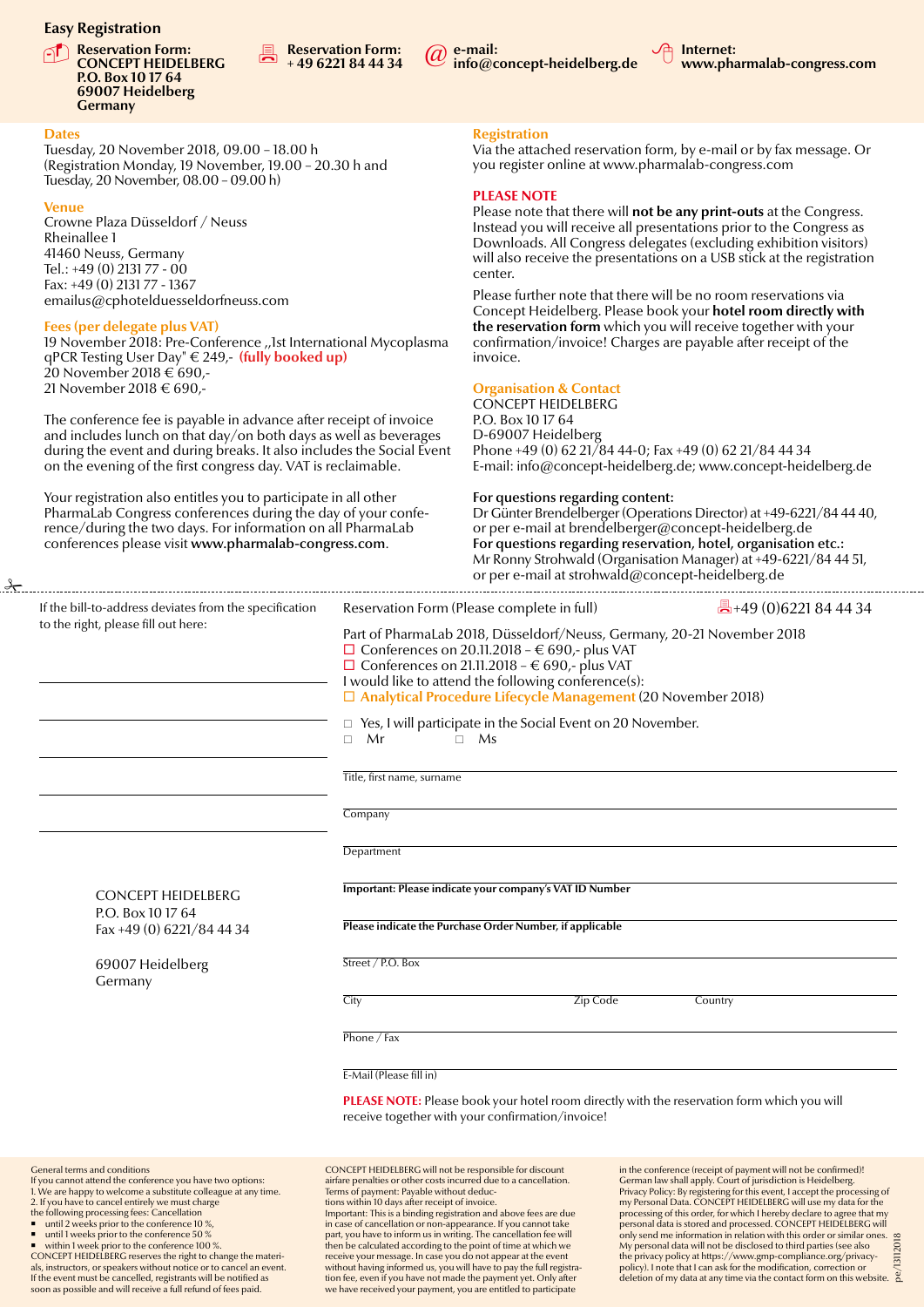## Easy Registration

**Reservation Form:**
**CONCEPT HEIDELBERG**
**P.O. Box 10 17 64**
**69007 Heidelberg**
**Germany**

**Reservation Form:**
**+ 49 6221 84 44 34**

**e-mail:**
**info@concept-heidelberg.de**

**Internet:**
**www.pharmalab-congress.com**

### Dates

Tuesday, 20 November 2018, 09.00 – 18.00 h
(Registration Monday, 19 November, 19.00 – 20.30 h and Tuesday, 20 November, 08.00 – 09.00 h)

### Venue

Crowne Plaza Düsseldorf / Neuss
Rheinallee 1
41460 Neuss, Germany
Tel.: +49 (0) 2131 77 - 00
Fax: +49 (0) 2131 77 - 1367
emailus@cphotelduesseldorfneuss.com

### Fees (per delegate plus VAT)

19 November 2018: Pre-Conference „1st International Mycoplasma qPCR Testing User Day" € 249,- **(fully booked up)**
20 November 2018 € 690,-
21 November 2018 € 690,-

The conference fee is payable in advance after receipt of invoice and includes lunch on that day/on both days as well as beverages during the event and during breaks. It also includes the Social Event on the evening of the first congress day. VAT is reclaimable.

Your registration also entitles you to participate in all other PharmaLab Congress conferences during the day of your conference/during the two days. For information on all PharmaLab conferences please visit **www.pharmalab-congress.com**.

### Registration

Via the attached reservation form, by e-mail or by fax message. Or you register online at www.pharmalab-congress.com

### PLEASE NOTE

Please note that there will **not be any print-outs** at the Congress. Instead you will receive all presentations prior to the Congress as Downloads. All Congress delegates (excluding exhibition visitors) will also receive the presentations on a USB stick at the registration center.

Please further note that there will be no room reservations via Concept Heidelberg. Please book your **hotel room directly with the reservation form** which you will receive together with your confirmation/invoice! Charges are payable after receipt of the invoice.

### Organisation & Contact

CONCEPT HEIDELBERG
P.O. Box 10 17 64
D-69007 Heidelberg
Phone +49 (0) 62 21/84 44-0; Fax +49 (0) 62 21/84 44 34
E-mail: info@concept-heidelberg.de; www.concept-heidelberg.de

**For questions regarding content:**
Dr Günter Brendelberger (Operations Director) at +49-6221/84 44 40, or per e-mail at brendelberger@concept-heidelberg.de
**For questions regarding reservation, hotel, organisation etc.:**
Mr Ronny Strohwald (Organisation Manager) at +49-6221/84 44 51, or per e-mail at strohwald@concept-heidelberg.de

---

If the bill-to-address deviates from the specification to the right, please fill out here:

CONCEPT HEIDELBERG
P.O. Box 10 17 64
Fax +49 (0) 6221/84 44 34

69007 Heidelberg
Germany

Reservation Form (Please complete in full) +49 (0)6221 84 44 34

Part of PharmaLab 2018, Düsseldorf/Neuss, Germany, 20-21 November 2018

☐ Conferences on 20.11.2018 – € 690,- plus VAT
☐ Conferences on 21.11.2018 – € 690,- plus VAT

I would like to attend the following conference(s):

☐ **Analytical Procedure Lifecycle Management** (20 November 2018)

☐ Yes, I will participate in the Social Event on 20 November.

☐ Mr ☐ Ms

Title, first name, surname

Company

Department

**Important: Please indicate your company's VAT ID Number**

**Please indicate the Purchase Order Number, if applicable**

Street / P.O. Box

City Zip Code Country

Phone / Fax

E-Mail (Please fill in)

**PLEASE NOTE:** Please book your hotel room directly with the reservation form which you will receive together with your confirmation/invoice!

General terms and conditions
If you cannot attend the conference you have two options:
1. We are happy to welcome a substitute colleague at any time.
2. If you have to cancel entirely we must charge the following processing fees: Cancellation
- until 2 weeks prior to the conference 10 %,
- until 1 weeks prior to the conference 50 %
- within 1 week prior to the conference 100 %.

CONCEPT HEIDELBERG reserves the right to change the materials, instructors, or speakers without notice or to cancel an event. If the event must be cancelled, registrants will be notified as soon as possible and will receive a full refund of fees paid. CONCEPT HEIDELBERG will not be responsible for discount airfare penalties or other costs incurred due to a cancellation.
Terms of payment: Payable without deductions within 10 days after receipt of invoice.
Important: This is a binding registration and above fees are due in case of cancellation or non-appearance. If you cannot take part, you have to inform us in writing. The cancellation fee will then be calculated according to the point of time at which we receive your message. In case you do not appear at the event without having informed us, you will have to pay the full registration fee, even if you have not made the payment yet. Only after we have received your payment, you are entitled to participate in the conference (receipt of payment will not be confirmed)!
German law shall apply. Court of jurisdiction is Heidelberg.
Privacy Policy: By registering for this event, I accept the processing of my Personal Data. CONCEPT HEIDELBERG will use my data for the processing of this order, for which I hereby declare to agree that my personal data is stored and processed. CONCEPT HEIDELBERG will only send me information in relation with this order or similar ones. My personal data will not be disclosed to third parties (see also the privacy policy at https://www.gmp-compliance.org/privacy-policy). I note that I can ask for the modification, correction or deletion of my data at any time via the contact form on this website.

pe/13112018